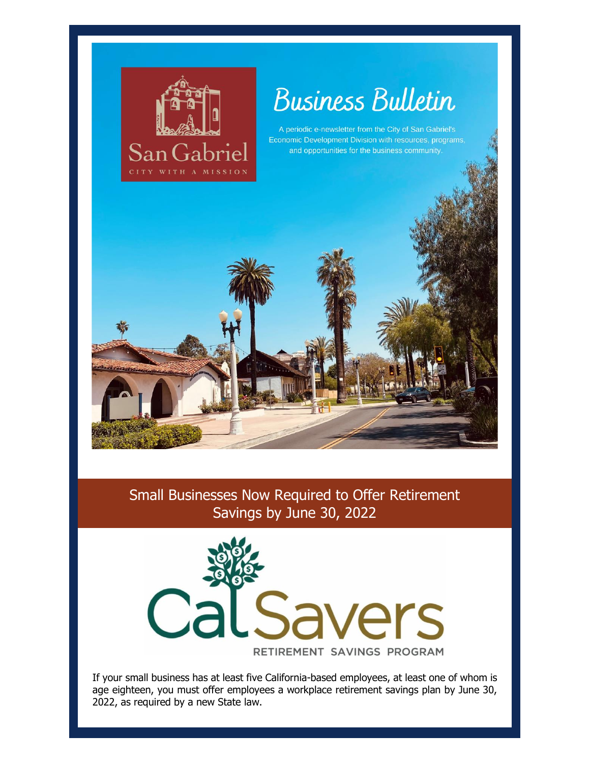San Gabriel

CITY WITH A MISSION

# Business Bulletin

A periodic e-newsletter from the City of San Gabriel's Economic Development Division with resources, programs, and opportunities for the business community.

## Small Businesses Now Required to Offer Retirement Savings by June 30, 2022

CalSavers

RETIREMENT SAVINGS PROGRAM

If your small business has at least five California-based employees, at least one of whom is age eighteen, you must offer employees a workplace retirement savings plan by June 30, 2022, as required by a new State law.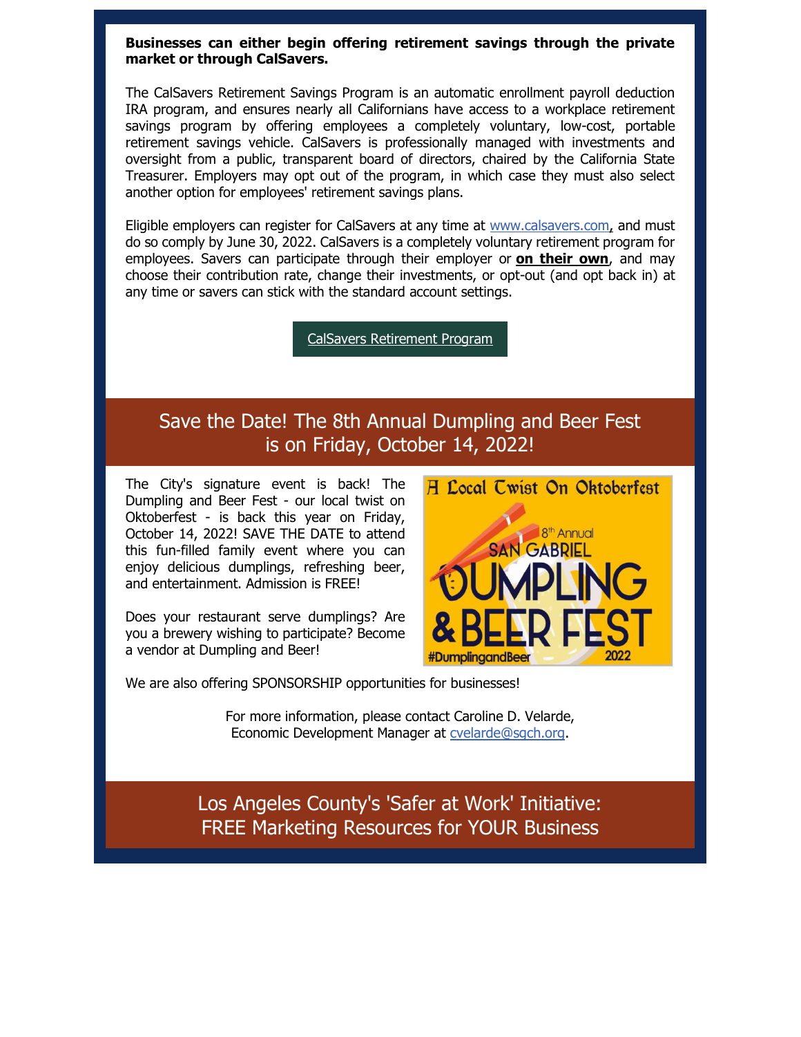**Businesses can either begin offering retirement savings through the private market or through CalSavers.**

The CalSavers Retirement Savings Program is an automatic enrollment payroll deduction IRA program, and ensures nearly all Californians have access to a workplace retirement savings program by offering employees a completely voluntary, low-cost, portable retirement savings vehicle. CalSavers is professionally managed with investments and oversight from a public, transparent board of directors, chaired by the California State Treasurer. Employers may opt out of the program, in which case they must also select another option for employees' retirement savings plans.

Eligible employers can register for CalSavers at any time at www.calsavers.com, and must do so comply by June 30, 2022. CalSavers is a completely voluntary retirement program for employees. Savers can participate through their employer or **on their own**, and may choose their contribution rate, change their investments, or opt-out (and opt back in) at any time or savers can stick with the standard account settings.

CalSavers Retirement Program

## Save the Date! The 8th Annual Dumpling and Beer Fest is on Friday, October 14, 2022!

The City's signature event is back! The Dumpling and Beer Fest - our local twist on Oktoberfest - is back this year on Friday, October 14, 2022! SAVE THE DATE to attend this fun-filled family event where you can enjoy delicious dumplings, refreshing beer, and entertainment. Admission is FREE!

Does your restaurant serve dumplings? Are you a brewery wishing to participate? Become a vendor at Dumpling and Beer!

A Local Twist On Oktoberfest

8th Annual SAN GABRIEL DUMPLING & BEER FEST 2022

#DumplingandBeer

We are also offering SPONSORSHIP opportunities for businesses!

For more information, please contact Caroline D. Velarde, Economic Development Manager at cvelarde@sgch.org.

## Los Angeles County's 'Safer at Work' Initiative: FREE Marketing Resources for YOUR Business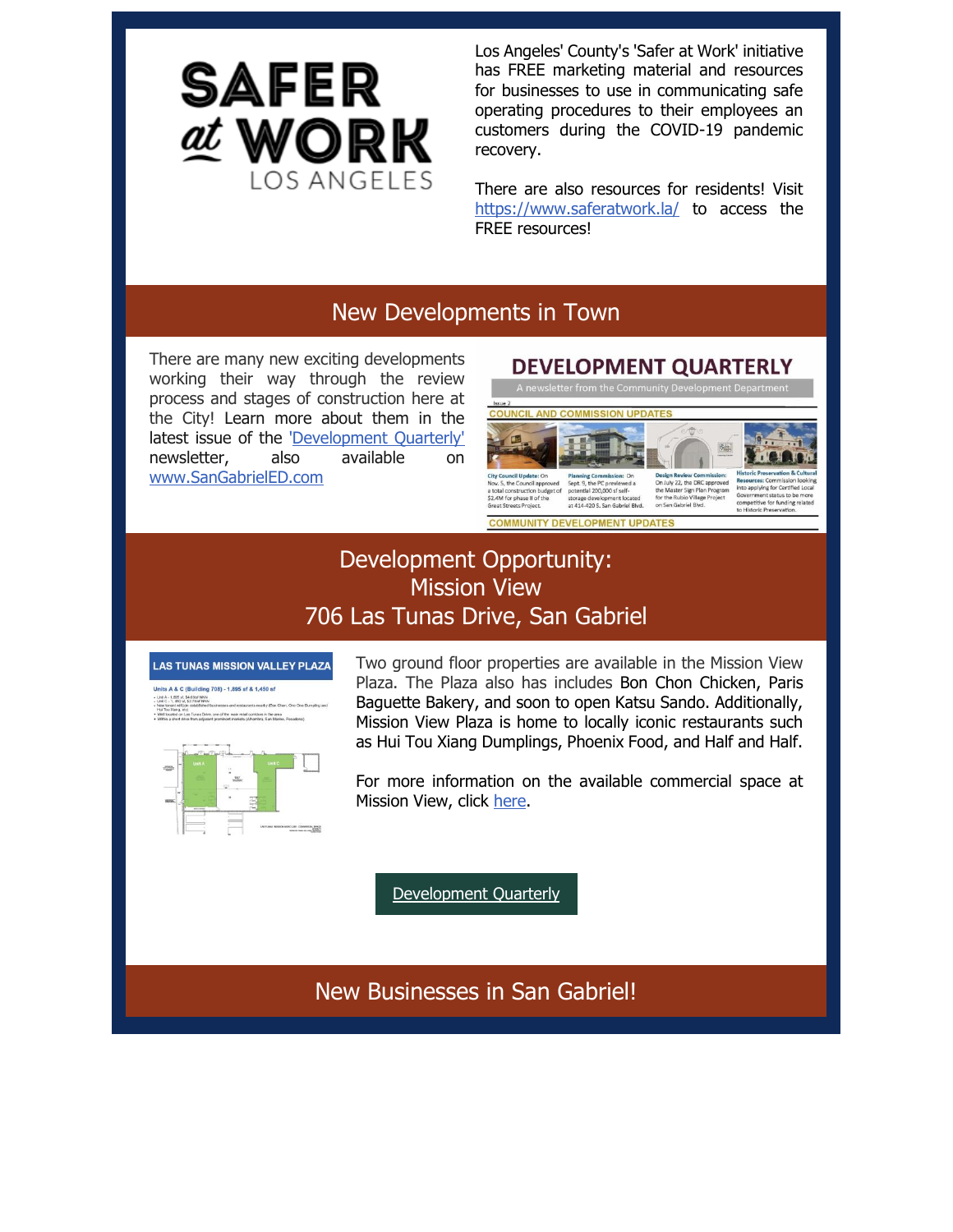Los Angeles' County's 'Safer at Work' initiative has FREE marketing material and resources for businesses to use in communicating safe operating procedures to their employees an customers during the COVID-19 pandemic recovery.

There are also resources for residents! Visit https://www.saferatwork.la/ to access the FREE resources!

## New Developments in Town

There are many new exciting developments working their way through the review process and stages of construction here at the City! Learn more about them in the latest issue of the 'Development Quarterly' newsletter, also available on www.SanGabrielED.com

## Development Opportunity: Mission View 706 Las Tunas Drive, San Gabriel

Two ground floor properties are available in the Mission View Plaza. The Plaza also has includes Bon Chon Chicken, Paris Baguette Bakery, and soon to open Katsu Sando. Additionally, Mission View Plaza is home to locally iconic restaurants such as Hui Tou Xiang Dumplings, Phoenix Food, and Half and Half.

For more information on the available commercial space at Mission View, click here.

Development Quarterly

## New Businesses in San Gabriel!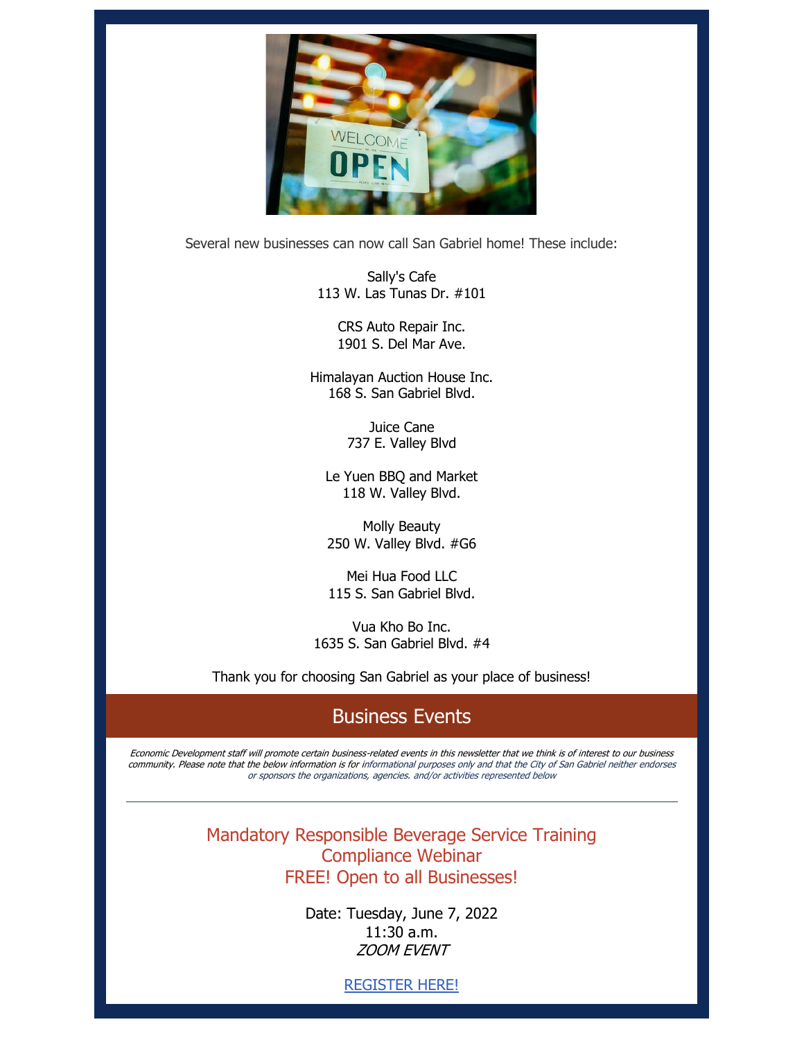Several new businesses can now call San Gabriel home! These include:

Sally's Cafe
113 W. Las Tunas Dr. #101

CRS Auto Repair Inc.
1901 S. Del Mar Ave.

Himalayan Auction House Inc.
168 S. San Gabriel Blvd.

Juice Cane
737 E. Valley Blvd

Le Yuen BBQ and Market
118 W. Valley Blvd.

Molly Beauty
250 W. Valley Blvd. #G6

Mei Hua Food LLC
115 S. San Gabriel Blvd.

Vua Kho Bo Inc.
1635 S. San Gabriel Blvd. #4

Thank you for choosing San Gabriel as your place of business!

## Business Events

*Economic Development staff will promote certain business-related events in this newsletter that we think is of interest to our business community. Please note that the below information is for informational purposes only and that the City of San Gabriel neither endorses or sponsors the organizations, agencies. and/or activities represented below*

---

### Mandatory Responsible Beverage Service Training Compliance Webinar
### FREE! Open to all Businesses!

Date: Tuesday, June 7, 2022
11:30 a.m.
*ZOOM EVENT*

REGISTER HERE!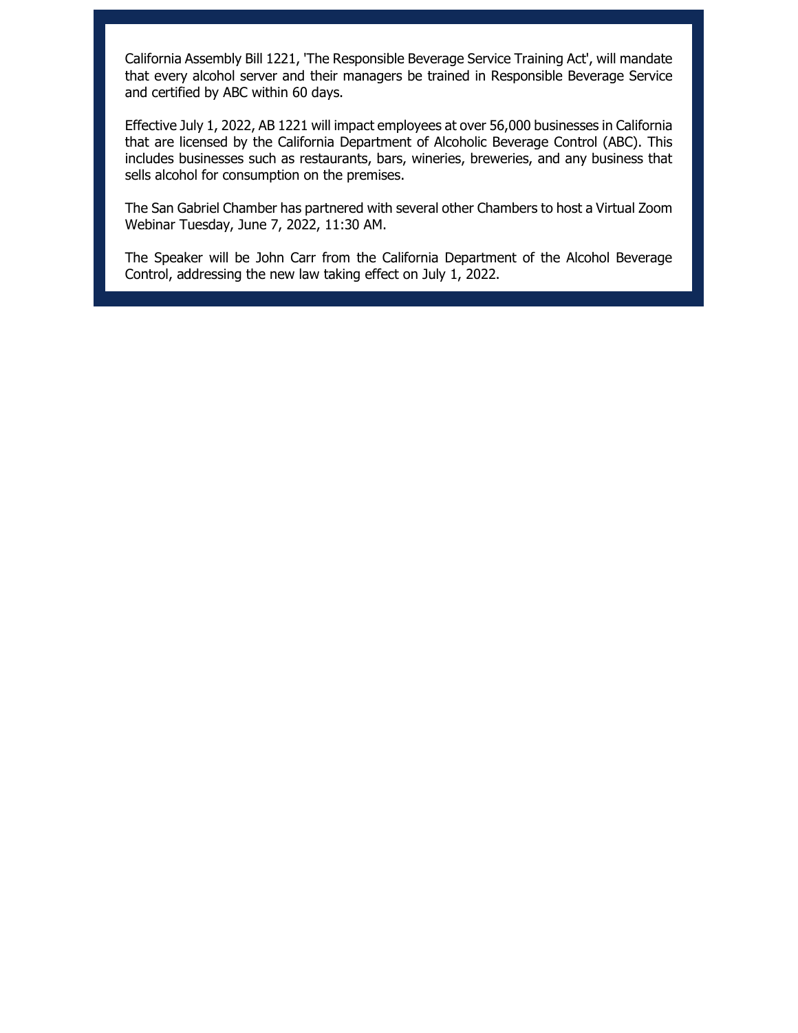California Assembly Bill 1221, 'The Responsible Beverage Service Training Act', will mandate that every alcohol server and their managers be trained in Responsible Beverage Service and certified by ABC within 60 days.

Effective July 1, 2022, AB 1221 will impact employees at over 56,000 businesses in California that are licensed by the California Department of Alcoholic Beverage Control (ABC). This includes businesses such as restaurants, bars, wineries, breweries, and any business that sells alcohol for consumption on the premises.

The San Gabriel Chamber has partnered with several other Chambers to host a Virtual Zoom Webinar Tuesday, June 7, 2022, 11:30 AM.

The Speaker will be John Carr from the California Department of the Alcohol Beverage Control, addressing the new law taking effect on July 1, 2022.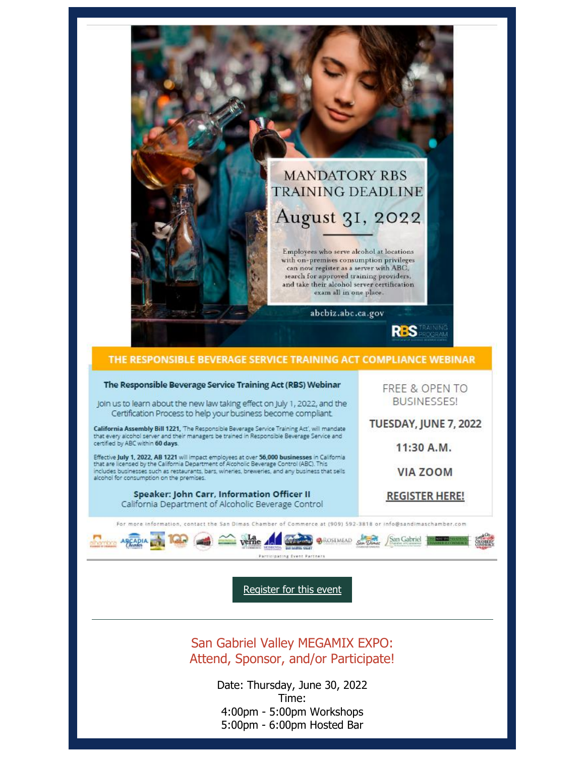MANDATORY RBS TRAINING DEADLINE

August 31, 2022

Employees who serve alcohol at locations with on-premises consumption privileges can now register as a server with ABC, search for approved training providers, and take their alcohol server certification exam all in one place.

abcbiz.abc.ca.gov

RBS TRAINING PROGRAM

## THE RESPONSIBLE BEVERAGE SERVICE TRAINING ACT COMPLIANCE WEBINAR

### The Responsible Beverage Service Training Act (RBS) Webinar

Join us to learn about the new law taking effect on July 1, 2022, and the Certification Process to help your business become compliant.

**California Assembly Bill 1221**, 'The Responsible Beverage Service Training Act', will mandate that every alcohol server and their managers be trained in Responsible Beverage Service and certified by ABC within **60 days**.

Effective **July 1, 2022, AB 1221** will impact employees at over **56,000 businesses** in California that are licensed by the California Department of Alcoholic Beverage Control (ABC). This includes businesses such as restaurants, bars, wineries, breweries, and any business that sells alcohol for consumption on the premises.

**Speaker: John Carr, Information Officer II**
California Department of Alcoholic Beverage Control

FREE & OPEN TO BUSINESSES!

**TUESDAY, JUNE 7, 2022**

**11:30 A.M.**

**VIA ZOOM**

**REGISTER HERE!**

For more information, contact the San Dimas Chamber of Commerce at (909) 592-3818 or info@sandimaschamber.com

Participating Event Partners

Register for this event

---

## San Gabriel Valley MEGAMIX EXPO: Attend, Sponsor, and/or Participate!

Date: Thursday, June 30, 2022
Time:
4:00pm - 5:00pm Workshops
5:00pm - 6:00pm Hosted Bar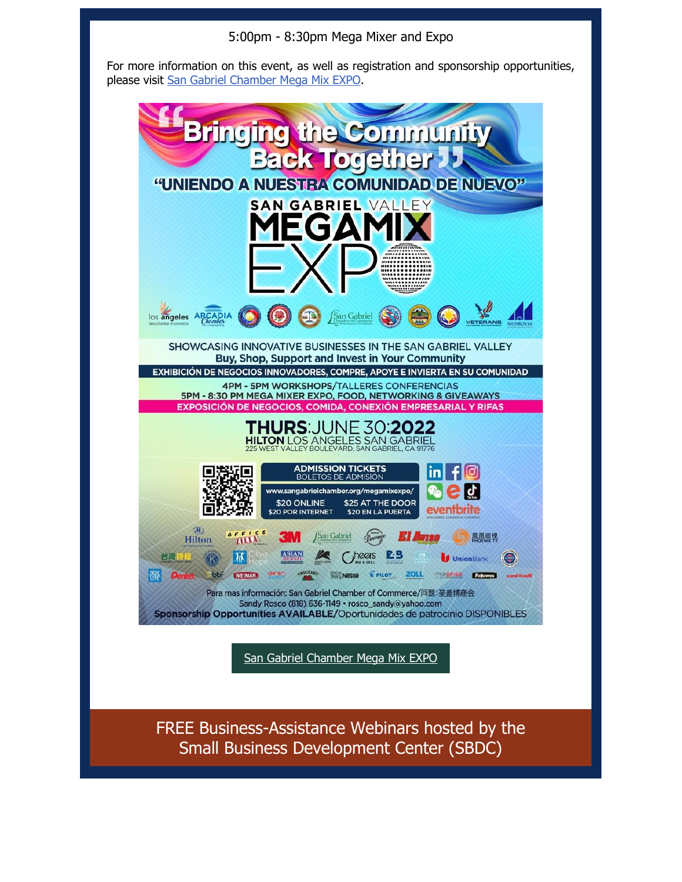5:00pm - 8:30pm Mega Mixer and Expo

For more information on this event, as well as registration and sponsorship opportunities, please visit San Gabriel Chamber Mega Mix EXPO.

"Bringing the Community Back Together"

"UNIENDO A NUESTRA COMUNIDAD DE NUEVO"

SAN GABRIEL VALLEY MEGAMIX EXPO

SHOWCASING INNOVATIVE BUSINESSES IN THE SAN GABRIEL VALLEY

Buy, Shop, Support and Invest in Your Community

EXHIBICIÓN DE NEGOCIOS INNOVADORES, COMPRE, APOYE E INVIERTA EN SU COMUNIDAD

4PM - 5PM WORKSHOPS/TALLERES CONFERENCIAS

5PM - 8:30 PM MEGA MIXER EXPO, FOOD, NETWORKING & GIVEAWAYS

EXPOSICIÓN DE NEGOCIOS, COMIDA, CONEXIÓN EMPRESARIAL Y RIFAS

THURS:JUNE 30:2022

HILTON LOS ANGELES SAN GABRIEL

225 WEST VALLEY BOULEVARD, SAN GABRIEL, CA 91776

ADMISSION TICKETS / BOLETOS DE ADMISIÓN

www.sangabrielchamber.org/megamixexpo/

$20 ONLINE / $20 POR INTERNET

$25 AT THE DOOR / $20 EN LA PUERTA

Para mas información: San Gabriel Chamber of Commerce/问题:圣盖博商会

Sandy Rosco (818) 636-1149 • rosco_sandy@yahoo.com

Sponsorship Opportunities AVAILABLE/Oportunidades de patrocinio DISPONIBLES

San Gabriel Chamber Mega Mix EXPO

## FREE Business-Assistance Webinars hosted by the Small Business Development Center (SBDC)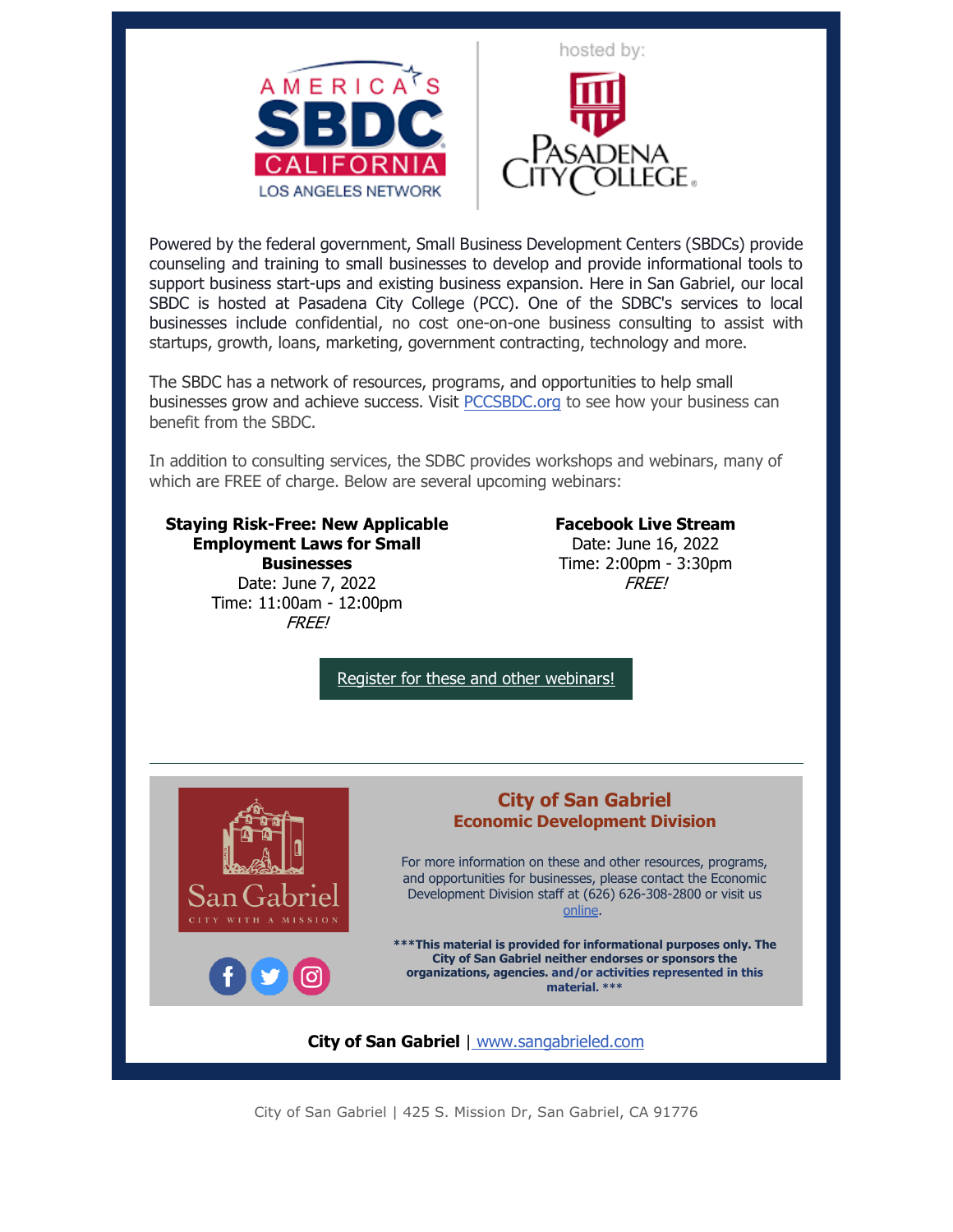hosted by:

Powered by the federal government, Small Business Development Centers (SBDCs) provide counseling and training to small businesses to develop and provide informational tools to support business start-ups and existing business expansion. Here in San Gabriel, our local SBDC is hosted at Pasadena City College (PCC). One of the SDBC's services to local businesses include confidential, no cost one-on-one business consulting to assist with startups, growth, loans, marketing, government contracting, technology and more.

The SBDC has a network of resources, programs, and opportunities to help small businesses grow and achieve success. Visit PCCSBDC.org to see how your business can benefit from the SBDC.

In addition to consulting services, the SDBC provides workshops and webinars, many of which are FREE of charge. Below are several upcoming webinars:

**Staying Risk-Free: New Applicable Employment Laws for Small Businesses**
Date: June 7, 2022
Time: 11:00am - 12:00pm
*FREE!*

**Facebook Live Stream**
Date: June 16, 2022
Time: 2:00pm - 3:30pm
*FREE!*

Register for these and other webinars!

---

## City of San Gabriel
### Economic Development Division

For more information on these and other resources, programs, and opportunities for businesses, please contact the Economic Development Division staff at (626) 626-308-2800 or visit us online.

**\*\*\*This material is provided for informational purposes only. The City of San Gabriel neither endorses or sponsors the organizations, agencies. and/or activities represented in this material. \*\*\***

**City of San Gabriel** | www.sangabrieled.com

City of San Gabriel | 425 S. Mission Dr, San Gabriel, CA 91776